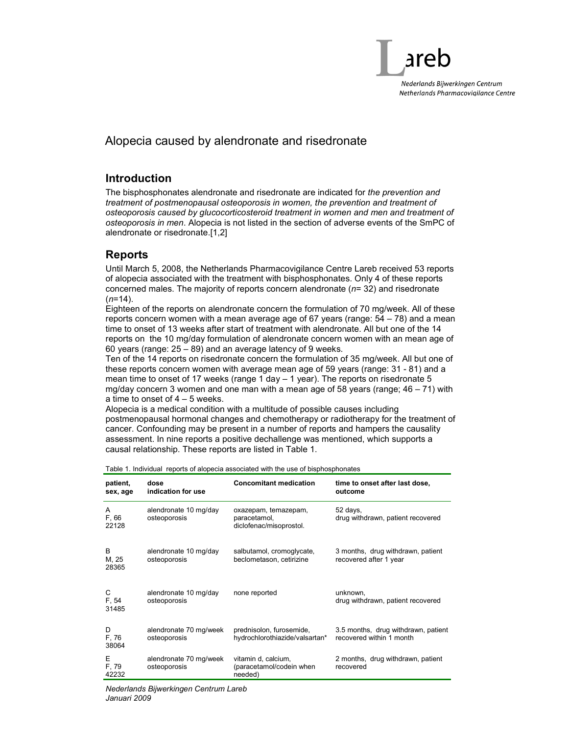# Alopecia caused by alendronate and risedronate

## Introduction

The bisphosphonates alendronate and risedronate are indicated for *the prevention and treatment of postmenopausal osteoporosis in women, the prevention and treatment of osteoporosis caused by glucocorticosteroid treatment in women and men and treatment of osteoporosis in men*. Alopecia is not listed in the section of adverse events of the SmPC of alendronate or risedronate.[1,2]

## Reports

Until March 5, 2008, the Netherlands Pharmacovigilance Centre Lareb received 53 reports of alopecia associated with the treatment with bisphosphonates. Only 4 of these reports concerned males. The majority of reports concern alendronate (*n*= 32) and risedronate (*n*=14).

Eighteen of the reports on alendronate concern the formulation of 70 mg/week. All of these reports concern women with a mean average age of 67 years (range: 54 – 78) and a mean time to onset of 13 weeks after start of treatment with alendronate. All but one of the 14 reports on the 10 mg/day formulation of alendronate concern women with an mean age of 60 years (range: 25 – 89) and an average latency of 9 weeks.

Ten of the 14 reports on risedronate concern the formulation of 35 mg/week. All but one of these reports concern women with average mean age of 59 years (range: 31 - 81) and a mean time to onset of 17 weeks (range 1 day – 1 year). The reports on risedronate 5 mg/day concern 3 women and one man with a mean age of 58 years (range; 46 – 71) with a time to onset of 4 – 5 weeks.

Alopecia is a medical condition with a multitude of possible causes including postmenopausal hormonal changes and chemotherapy or radiotherapy for the treatment of cancer. Confounding may be present in a number of reports and hampers the causality assessment. In nine reports a positive dechallenge was mentioned, which supports a causal relationship. These reports are listed in Table 1.

Table 1. Individual reports of alopecia associated with the use of bisphosphonates

| patient, sex, age | dose indication for use | Concomitant medication | time to onset after last dose, outcome |
|---|---|---|---|
| A F, 66 22128 | alendronate 10 mg/day osteoporosis | oxazepam, temazepam, paracetamol, diclofenac/misoprostol. | 52 days, drug withdrawn, patient recovered |
| B M, 25 28365 | alendronate 10 mg/day osteoporosis | salbutamol, cromoglycate, beclometason, cetirizine | 3 months, drug withdrawn, patient recovered after 1 year |
| C F, 54 31485 | alendronate 10 mg/day osteoporosis | none reported | unknown, drug withdrawn, patient recovered |
| D F, 76 38064 | alendronate 70 mg/week osteoporosis | prednisolon, furosemide, hydrochlorothiazide/valsartan* | 3.5 months, drug withdrawn, patient recovered within 1 month |
| E F, 79 42232 | alendronate 70 mg/week osteoporosis | vitamin d, calcium, (paracetamol/codein when needed) | 2 months, drug withdrawn, patient recovered |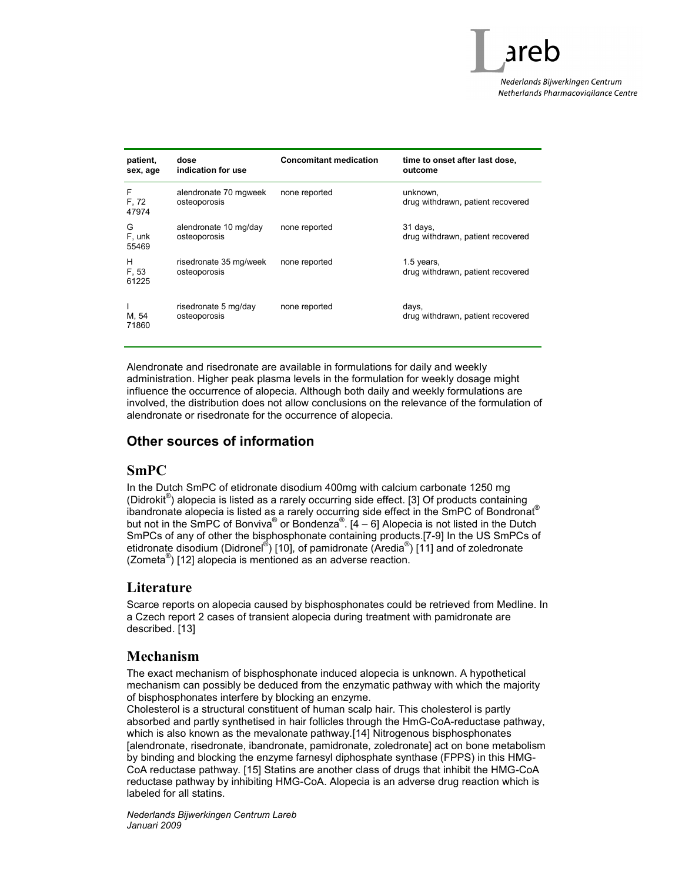| patient, sex, age | dose indication for use | Concomitant medication | time to onset after last dose, outcome |
|---|---|---|---|
| F F, 72 47974 | alendronate 70 mgweek osteoporosis | none reported | unknown, drug withdrawn, patient recovered |
| G F, unk 55469 | alendronate 10 mg/day osteoporosis | none reported | 31 days, drug withdrawn, patient recovered |
| H F, 53 61225 | risedronate 35 mg/week osteoporosis | none reported | 1.5 years, drug withdrawn, patient recovered |
| I M, 54 71860 | risedronate 5 mg/day osteoporosis | none reported | days, drug withdrawn, patient recovered |

Alendronate and risedronate are available in formulations for daily and weekly administration. Higher peak plasma levels in the formulation for weekly dosage might influence the occurrence of alopecia. Although both daily and weekly formulations are involved, the distribution does not allow conclusions on the relevance of the formulation of alendronate or risedronate for the occurrence of alopecia.

## Other sources of information

### SmPC

In the Dutch SmPC of etidronate disodium 400mg with calcium carbonate 1250 mg (Didrokit®) alopecia is listed as a rarely occurring side effect. [3] Of products containing ibandronate alopecia is listed as a rarely occurring side effect in the SmPC of Bondronat® but not in the SmPC of Bonviva® or Bondenza®. [4 – 6] Alopecia is not listed in the Dutch SmPCs of any of other the bisphosphonate containing products.[7-9] In the US SmPCs of etidronate disodium (Didronel®) [10], of pamidronate (Aredia®) [11] and of zoledronate (Zometa®) [12] alopecia is mentioned as an adverse reaction.

### Literature

Scarce reports on alopecia caused by bisphosphonates could be retrieved from Medline. In a Czech report 2 cases of transient alopecia during treatment with pamidronate are described. [13]

### Mechanism

The exact mechanism of bisphosphonate induced alopecia is unknown. A hypothetical mechanism can possibly be deduced from the enzymatic pathway with which the majority of bisphosphonates interfere by blocking an enzyme.
Cholesterol is a structural constituent of human scalp hair. This cholesterol is partly absorbed and partly synthetised in hair follicles through the HmG-CoA-reductase pathway, which is also known as the mevalonate pathway.[14] Nitrogenous bisphosphonates [alendronate, risedronate, ibandronate, pamidronate, zoledronate] act on bone metabolism by binding and blocking the enzyme farnesyl diphosphate synthase (FPPS) in this HMG-CoA reductase pathway. [15] Statins are another class of drugs that inhibit the HMG-CoA reductase pathway by inhibiting HMG-CoA. Alopecia is an adverse drug reaction which is labeled for all statins.

*Nederlands Bijwerkingen Centrum Lareb*
*Januari 2009*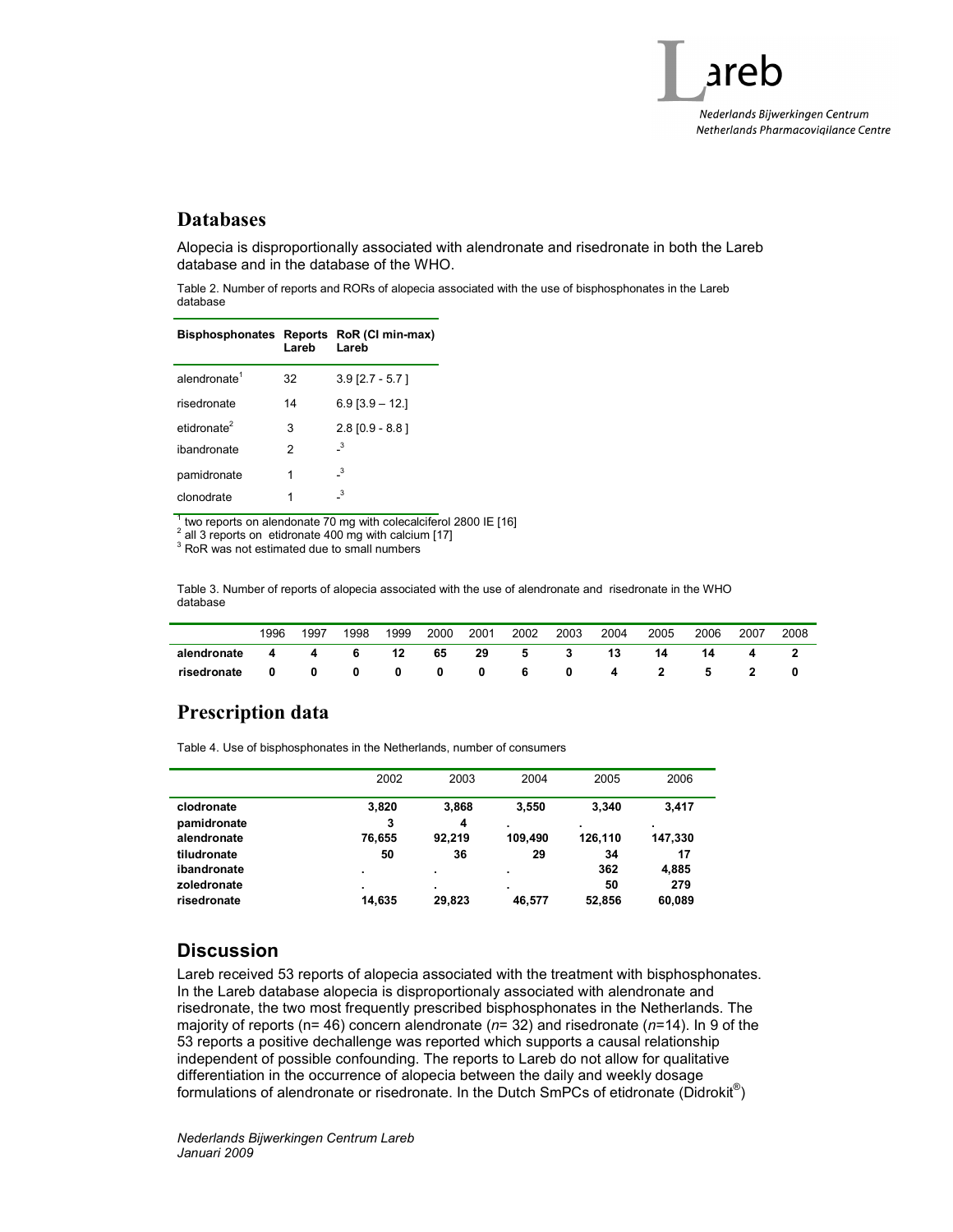## Databases

Alopecia is disproportionally associated with alendronate and risedronate in both the Lareb database and in the database of the WHO.

Table 2. Number of reports and RORs of alopecia associated with the use of bisphosphonates in the Lareb database

| Bisphosphonates | Reports Lareb | RoR (CI min-max) Lareb |
|---|---|---|
| alendronate[1] | 32 | 3.9 [2.7 - 5.7 ] |
| risedronate | 14 | 6.9 [3.9 – 12.] |
| etidronate[2] | 3 | 2.8 [0.9 - 8.8 ] |
| ibandronate | 2 | -[3] |
| pamidronate | 1 | -[3] |
| clonodrate | 1 | -[3] |

[1] two reports on alendonate 70 mg with colecalciferol 2800 IE [16]
[2] all 3 reports on etidronate 400 mg with calcium [17]
[3] RoR was not estimated due to small numbers

Table 3. Number of reports of alopecia associated with the use of alendronate and risedronate in the WHO database

| | 1996 | 1997 | 1998 | 1999 | 2000 | 2001 | 2002 | 2003 | 2004 | 2005 | 2006 | 2007 | 2008 |
|---|---|---|---|---|---|---|---|---|---|---|---|---|---|
| **alendronate** | **4** | **4** | **6** | **12** | **65** | **29** | **5** | **3** | **13** | **14** | **14** | **4** | **2** |
| **risedronate** | **0** | **0** | **0** | **0** | **0** | **0** | **6** | **0** | **4** | **2** | **5** | **2** | **0** |

## Prescription data

Table 4. Use of bisphosphonates in the Netherlands, number of consumers

| | 2002 | 2003 | 2004 | 2005 | 2006 |
|---|---|---|---|---|---|
| **clodronate** | **3,820** | **3,868** | **3,550** | **3,340** | **3,417** |
| **pamidronate** | **3** | **4** | **.** | **.** | **.** |
| **alendronate** | **76,655** | **92,219** | **109,490** | **126,110** | **147,330** |
| **tiludronate** | **50** | **36** | **29** | **34** | **17** |
| **ibandronate** | **.** | **.** | **.** | **362** | **4,885** |
| **zoledronate** | **.** | **.** | **.** | **50** | **279** |
| **risedronate** | **14,635** | **29,823** | **46,577** | **52,856** | **60,089** |

## Discussion

Lareb received 53 reports of alopecia associated with the treatment with bisphosphonates. In the Lareb database alopecia is disproportionaly associated with alendronate and risedronate, the two most frequently prescribed bisphosphonates in the Netherlands. The majority of reports (n= 46) concern alendronate (*n*= 32) and risedronate (*n*=14). In 9 of the 53 reports a positive dechallenge was reported which supports a causal relationship independent of possible confounding. The reports to Lareb do not allow for qualitative differentiation in the occurrence of alopecia between the daily and weekly dosage formulations of alendronate or risedronate. In the Dutch SmPCs of etidronate (Didrokit®)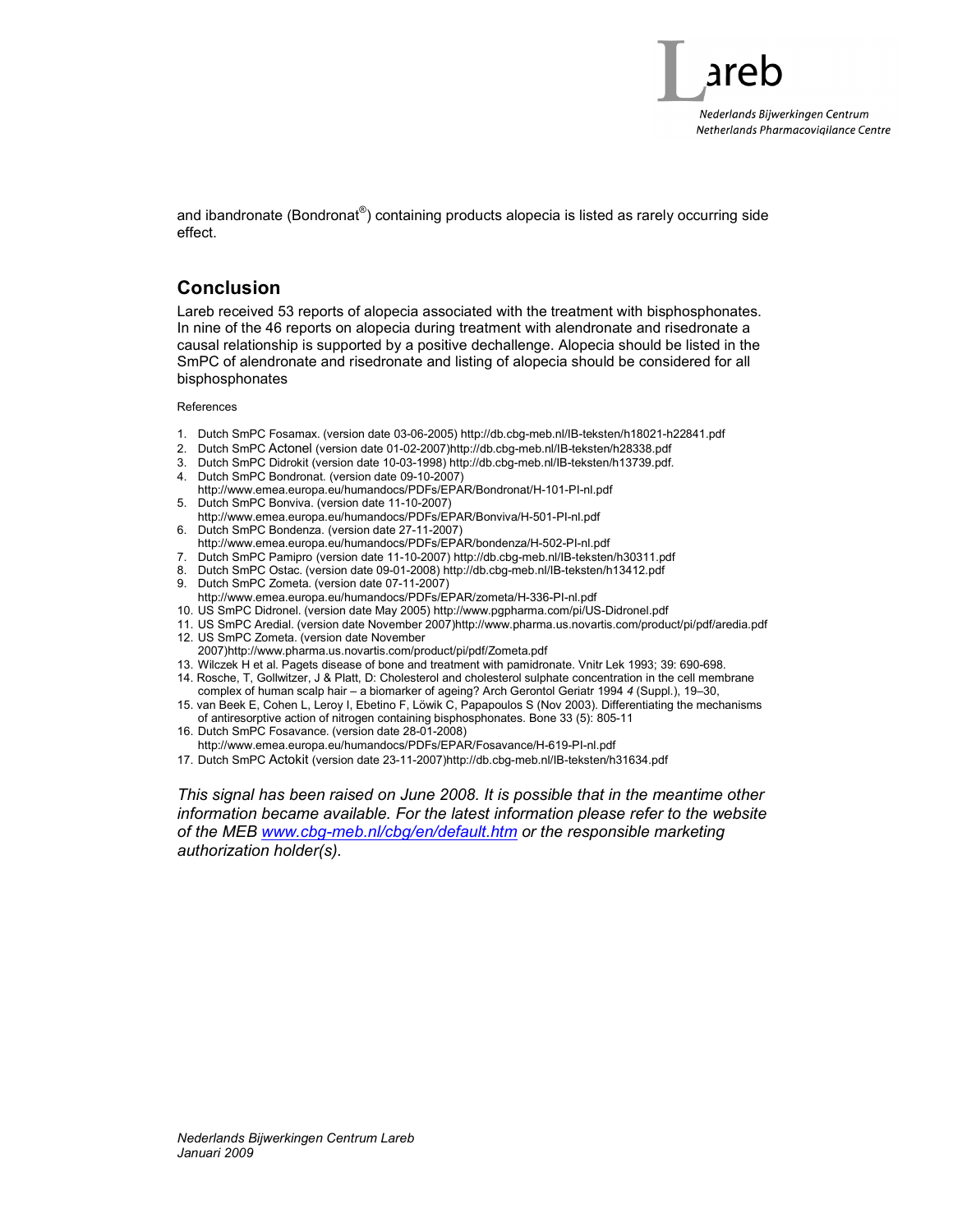and ibandronate (Bondronat®) containing products alopecia is listed as rarely occurring side effect.

## Conclusion

Lareb received 53 reports of alopecia associated with the treatment with bisphosphonates. In nine of the 46 reports on alopecia during treatment with alendronate and risedronate a causal relationship is supported by a positive dechallenge. Alopecia should be listed in the SmPC of alendronate and risedronate and listing of alopecia should be considered for all bisphosphonates

References

1. Dutch SmPC Fosamax. (version date 03-06-2005) http://db.cbg-meb.nl/IB-teksten/h18021-h22841.pdf
2. Dutch SmPC Actonel (version date 01-02-2007)http://db.cbg-meb.nl/IB-teksten/h28338.pdf
3. Dutch SmPC Didrokit (version date 10-03-1998) http://db.cbg-meb.nl/IB-teksten/h13739.pdf.
4. Dutch SmPC Bondronat. (version date 09-10-2007) http://www.emea.europa.eu/humandocs/PDFs/EPAR/Bondronat/H-101-PI-nl.pdf
5. Dutch SmPC Bonviva. (version date 11-10-2007) http://www.emea.europa.eu/humandocs/PDFs/EPAR/Bonviva/H-501-PI-nl.pdf
6. Dutch SmPC Bondenza. (version date 27-11-2007) http://www.emea.europa.eu/humandocs/PDFs/EPAR/bondenza/H-502-PI-nl.pdf
7. Dutch SmPC Pamipro (version date 11-10-2007) http://db.cbg-meb.nl/IB-teksten/h30311.pdf
8. Dutch SmPC Ostac. (version date 09-01-2008) http://db.cbg-meb.nl/IB-teksten/h13412.pdf
9. Dutch SmPC Zometa. (version date 07-11-2007) http://www.emea.europa.eu/humandocs/PDFs/EPAR/zometa/H-336-PI-nl.pdf
10. US SmPC Didronel. (version date May 2005) http://www.pgpharma.com/pi/US-Didronel.pdf
11. US SmPC Aredial. (version date November 2007)http://www.pharma.us.novartis.com/product/pi/pdf/aredia.pdf
12. US SmPC Zometa. (version date November 2007)http://www.pharma.us.novartis.com/product/pi/pdf/Zometa.pdf
13. Wilczek H et al. Pagets disease of bone and treatment with pamidronate. Vnitr Lek 1993; 39: 690-698.
14. Rosche, T, Gollwitzer, J & Platt, D: Cholesterol and cholesterol sulphate concentration in the cell membrane complex of human scalp hair – a biomarker of ageing? Arch Gerontol Geriatr 1994 *4* (Suppl.), 19–30,
15. van Beek E, Cohen L, Leroy I, Ebetino F, Löwik C, Papapoulos S (Nov 2003). Differentiating the mechanisms of antiresorptive action of nitrogen containing bisphosphonates. Bone 33 (5): 805-11
16. Dutch SmPC Fosavance. (version date 28-01-2008) http://www.emea.europa.eu/humandocs/PDFs/EPAR/Fosavance/H-619-PI-nl.pdf
17. Dutch SmPC Actokit (version date 23-11-2007)http://db.cbg-meb.nl/IB-teksten/h31634.pdf

*This signal has been raised on June 2008. It is possible that in the meantime other information became available. For the latest information please refer to the website of the MEB [www.cbg-meb.nl/cbg/en/default.htm](www.cbg-meb.nl/cbg/en/default.htm) or the responsible marketing authorization holder(s).*